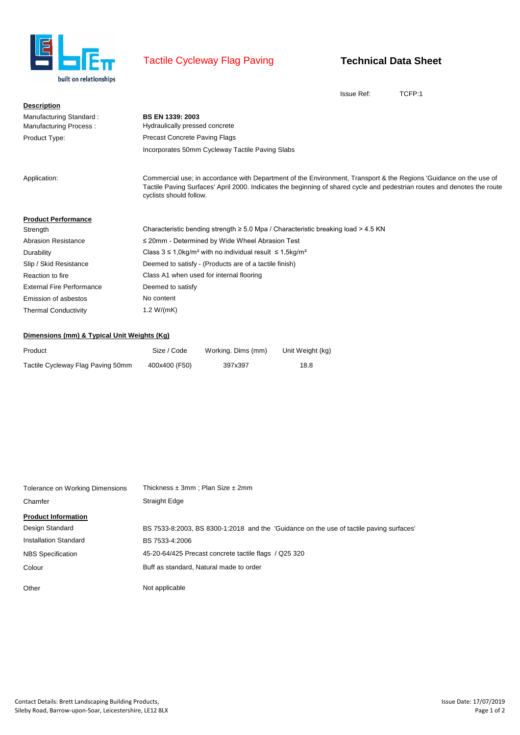# Tactile Cycleway Flag Paving

## Technical Data Sheet

Issue Ref: TCFP:1

**Description**

| | |
|---|---|
| Manufacturing Standard : | **BS EN 1339: 2003** |
| Manufacturing Process : | Hydraulically pressed concrete |
| Product Type: | Precast Concrete Paving Flags |
| | Incorporates 50mm Cycleway Tactile Paving Slabs |
| Application: | Commercial use; in accordance with Department of the Environment, Transport & the Regions 'Guidance on the use of Tactile Paving Surfaces' April 2000. Indicates the beginning of shared cycle and pedestrian routes and denotes the route cyclists should follow. |

**Product Performance**

| | |
|---|---|
| Strength | Characteristic bending strength ≥ 5.0 Mpa / Characteristic breaking load > 4.5 KN |
| Abrasion Resistance | ≤ 20mm - Determined by Wide Wheel Abrasion Test |
| Durability | Class 3 ≤ 1,0kg/m² with no individual result ≤ 1,5kg/m² |
| Slip / Skid Resistance | Deemed to satisfy - (Products are of a tactile finish) |
| Reaction to fire | Class A1 when used for internal flooring |
| External Fire Performance | Deemed to satisfy |
| Emission of asbestos | No content |
| Thermal Conductivity | 1.2 W/(mK) |

**Dimensions (mm) & Typical Unit Weights (Kg)**

| Product | Size / Code | Working. Dims (mm) | Unit Weight (kg) |
|---|---|---|---|
| Tactile Cycleway Flag Paving 50mm | 400x400 (F50) | 397x397 | 18.8 |

| | |
|---|---|
| Tolerance on Working Dimensions | Thickness ± 3mm ; Plan Size ± 2mm |
| Chamfer | Straight Edge |

**Product Information**

| | |
|---|---|
| Design Standard | BS 7533-8:2003, BS 8300-1:2018 and the 'Guidance on the use of tactile paving surfaces' |
| Installation Standard | BS 7533-4:2006 |
| NBS Specification | 45-20-64/425 Precast concrete tactile flags / Q25 320 |
| Colour | Buff as standard, Natural made to order |
| Other | Not applicable |

Contact Details: Brett Landscaping Building Products,
Sileby Road, Barrow-upon-Soar, Leicestershire, LE12 8LX

Issue Date: 17/07/2019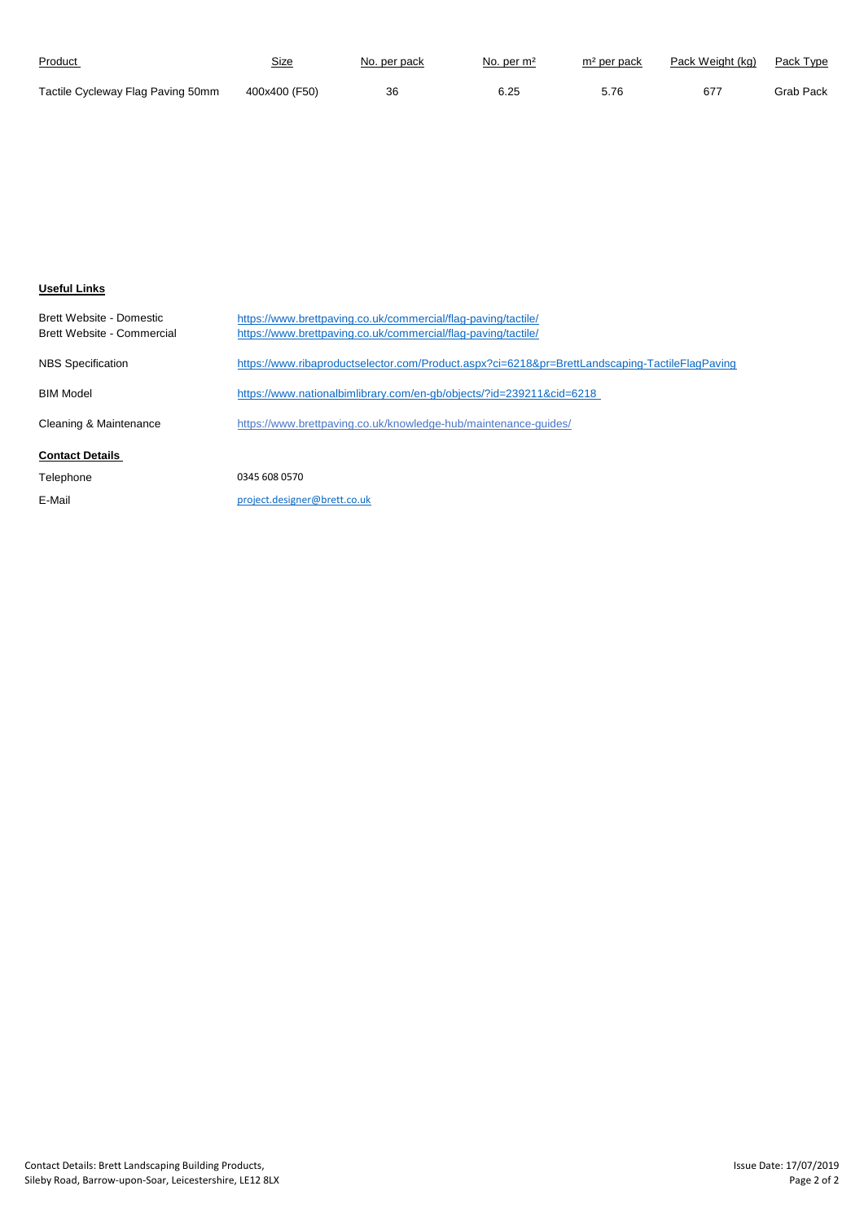| Product | Size | No. per pack | No. per m² | m² per pack | Pack Weight (kg) | Pack Type |
|---|---|---|---|---|---|---|
| Tactile Cycleway Flag Paving 50mm | 400x400 (F50) | 36 | 6.25 | 5.76 | 677 | Grab Pack |

**Useful Links**

| | |
|---|---|
| Brett Website - Domestic | https://www.brettpaving.co.uk/commercial/flag-paving/tactile/ |
| Brett Website - Commercial | https://www.brettpaving.co.uk/commercial/flag-paving/tactile/ |
| NBS Specification | https://www.ribaproductselector.com/Product.aspx?ci=6218&pr=BrettLandscaping-TactileFlagPaving |
| BIM Model | https://www.nationalbimlibrary.com/en-gb/objects/?id=239211&cid=6218 |
| Cleaning & Maintenance | https://www.brettpaving.co.uk/knowledge-hub/maintenance-guides/ |

**Contact Details**

| | |
|---|---|
| Telephone | 0345 608 0570 |
| E-Mail | project.designer@brett.co.uk |

Contact Details: Brett Landscaping Building Products,
Sileby Road, Barrow-upon-Soar, Leicestershire, LE12 8LX

Issue Date: 17/07/2019